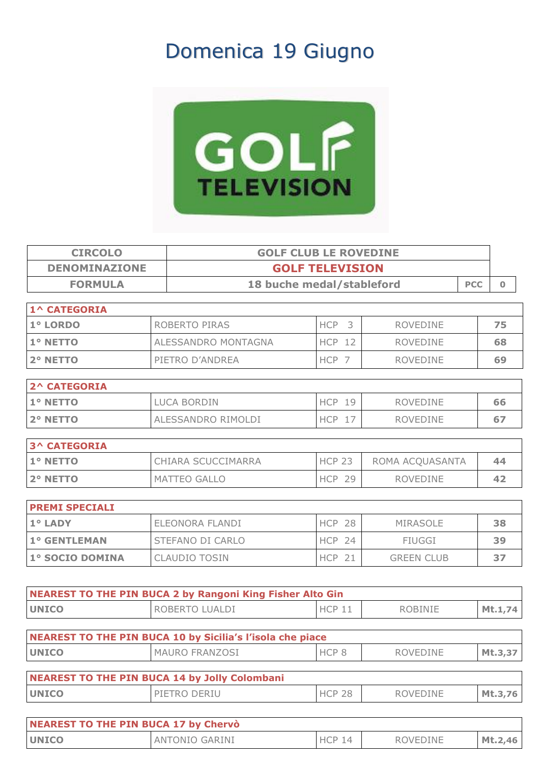# Domenica 19 Giugno

| CIRCOLO | GOLF CLUB LE ROVEDINE | | |
|---|---|---|---|
| DENOMINAZIONE | GOLF TELEVISION | | |
| FORMULA | 18 buche medal/stableford | PCC | 0 |

| 1^ CATEGORIA | | | | |
|---|---|---|---|---|
| 1° LORDO | ROBERTO PIRAS | HCP 3 | ROVEDINE | 75 |
| 1° NETTO | ALESSANDRO MONTAGNA | HCP 12 | ROVEDINE | 68 |
| 2° NETTO | PIETRO D'ANDREA | HCP 7 | ROVEDINE | 69 |

| 2^ CATEGORIA | | | | |
|---|---|---|---|---|
| 1° NETTO | LUCA BORDIN | HCP 19 | ROVEDINE | 66 |
| 2° NETTO | ALESSANDRO RIMOLDI | HCP 17 | ROVEDINE | 67 |

| 3^ CATEGORIA | | | | |
|---|---|---|---|---|
| 1° NETTO | CHIARA SCUCCIMARRA | HCP 23 | ROMA ACQUASANTA | 44 |
| 2° NETTO | MATTEO GALLO | HCP 29 | ROVEDINE | 42 |

| PREMI SPECIALI | | | | |
|---|---|---|---|---|
| 1° LADY | ELEONORA FLANDI | HCP 28 | MIRASOLE | 38 |
| 1° GENTLEMAN | STEFANO DI CARLO | HCP 24 | FIUGGI | 39 |
| 1° SOCIO DOMINA | CLAUDIO TOSIN | HCP 21 | GREEN CLUB | 37 |

| NEAREST TO THE PIN BUCA 2 by Rangoni King Fisher Alto Gin | | | | |
|---|---|---|---|---|
| UNICO | ROBERTO LUALDI | HCP 11 | ROBINIE | Mt.1,74 |

| NEAREST TO THE PIN BUCA 10 by Sicilia's l'isola che piace | | | | |
|---|---|---|---|---|
| UNICO | MAURO FRANZOSI | HCP 8 | ROVEDINE | Mt.3,37 |

| NEAREST TO THE PIN BUCA 14 by Jolly Colombani | | | | |
|---|---|---|---|---|
| UNICO | PIETRO DERIU | HCP 28 | ROVEDINE | Mt.3,76 |

| NEAREST TO THE PIN BUCA 17 by Chervò | | | | |
|---|---|---|---|---|
| UNICO | ANTONIO GARINI | HCP 14 | ROVEDINE | Mt.2,46 |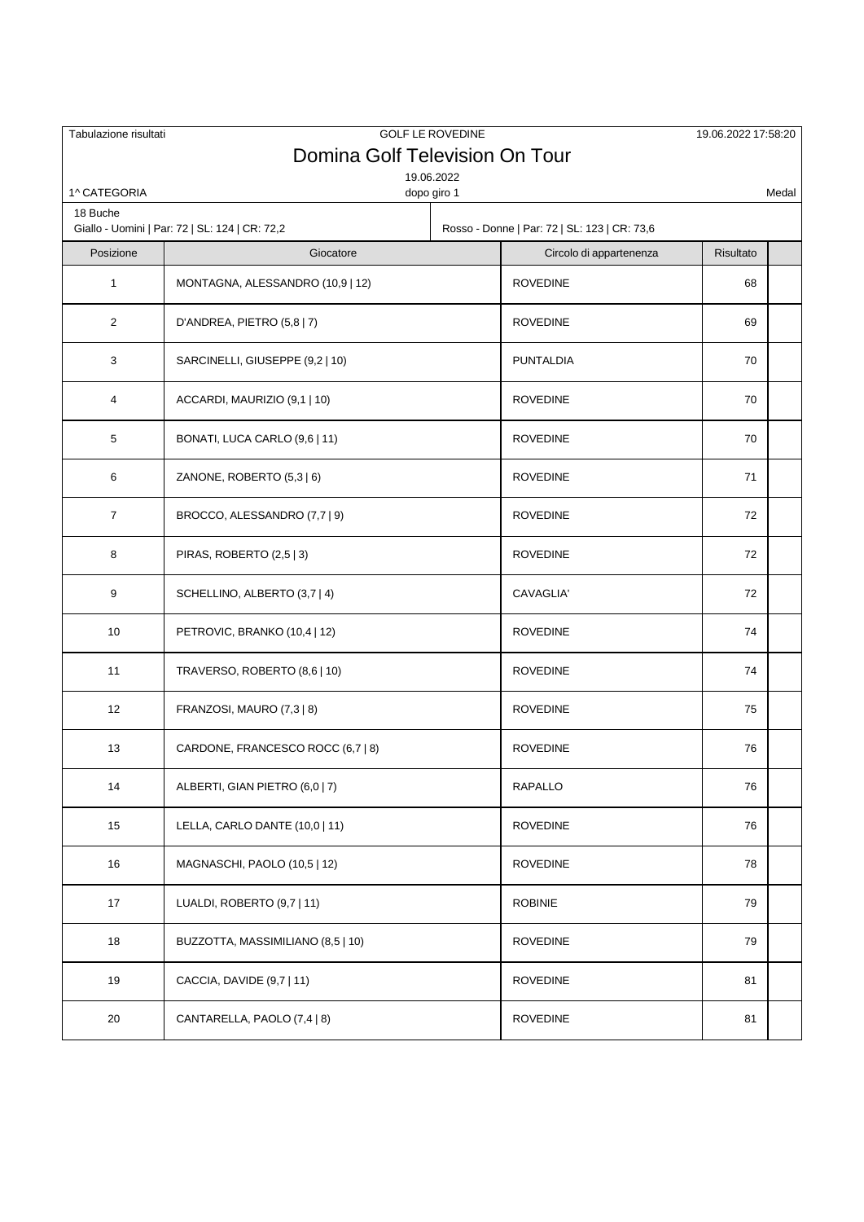Tabulazione risultati | GOLF LE ROVEDINE | 19.06.2022 17:58:20

# Domina Golf Television On Tour

19.06.2022

1^ CATEGORIA | dopo giro 1 | Medal

18 Buche

Giallo - Uomini | Par: 72 | SL: 124 | CR: 72,2

Rosso - Donne | Par: 72 | SL: 123 | CR: 73,6

| Posizione | Giocatore | Circolo di appartenenza | Risultato | |
|---|---|---|---|---|
| 1 | MONTAGNA, ALESSANDRO (10,9 \| 12) | ROVEDINE | 68 | |
| 2 | D'ANDREA, PIETRO (5,8 \| 7) | ROVEDINE | 69 | |
| 3 | SARCINELLI, GIUSEPPE (9,2 \| 10) | PUNTALDIA | 70 | |
| 4 | ACCARDI, MAURIZIO (9,1 \| 10) | ROVEDINE | 70 | |
| 5 | BONATI, LUCA CARLO (9,6 \| 11) | ROVEDINE | 70 | |
| 6 | ZANONE, ROBERTO (5,3 \| 6) | ROVEDINE | 71 | |
| 7 | BROCCO, ALESSANDRO (7,7 \| 9) | ROVEDINE | 72 | |
| 8 | PIRAS, ROBERTO (2,5 \| 3) | ROVEDINE | 72 | |
| 9 | SCHELLINO, ALBERTO (3,7 \| 4) | CAVAGLIA' | 72 | |
| 10 | PETROVIC, BRANKO (10,4 \| 12) | ROVEDINE | 74 | |
| 11 | TRAVERSO, ROBERTO (8,6 \| 10) | ROVEDINE | 74 | |
| 12 | FRANZOSI, MAURO (7,3 \| 8) | ROVEDINE | 75 | |
| 13 | CARDONE, FRANCESCO ROCC (6,7 \| 8) | ROVEDINE | 76 | |
| 14 | ALBERTI, GIAN PIETRO (6,0 \| 7) | RAPALLO | 76 | |
| 15 | LELLA, CARLO DANTE (10,0 \| 11) | ROVEDINE | 76 | |
| 16 | MAGNASCHI, PAOLO (10,5 \| 12) | ROVEDINE | 78 | |
| 17 | LUALDI, ROBERTO (9,7 \| 11) | ROBINIE | 79 | |
| 18 | BUZZOTTA, MASSIMILIANO (8,5 \| 10) | ROVEDINE | 79 | |
| 19 | CACCIA, DAVIDE (9,7 \| 11) | ROVEDINE | 81 | |
| 20 | CANTARELLA, PAOLO (7,4 \| 8) | ROVEDINE | 81 | |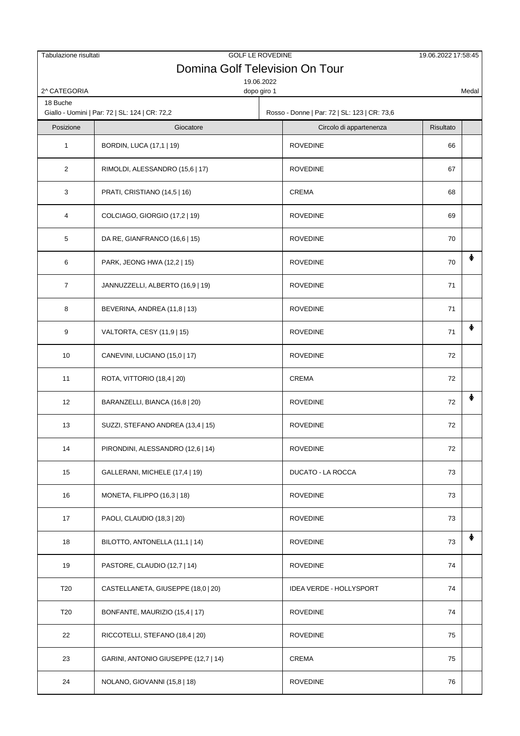Tabulazione risultati | GOLF LE ROVEDINE | 19.06.2022 17:58:45

# Domina Golf Television On Tour

19.06.2022

2^ CATEGORIA — dopo giro 1 — Medal

18 Buche

Giallo - Uomini | Par: 72 | SL: 124 | CR: 72,2 — Rosso - Donne | Par: 72 | SL: 123 | CR: 73,6

| Posizione | Giocatore | Circolo di appartenenza | Risultato | |
|---|---|---|---|---|
| 1 | BORDIN, LUCA (17,1 \| 19) | ROVEDINE | 66 | |
| 2 | RIMOLDI, ALESSANDRO (15,6 \| 17) | ROVEDINE | 67 | |
| 3 | PRATI, CRISTIANO (14,5 \| 16) | CREMA | 68 | |
| 4 | COLCIAGO, GIORGIO (17,2 \| 19) | ROVEDINE | 69 | |
| 5 | DA RE, GIANFRANCO (16,6 \| 15) | ROVEDINE | 70 | |
| 6 | PARK, JEONG HWA (12,2 \| 15) | ROVEDINE | 70 | ♀ |
| 7 | JANNUZZELLI, ALBERTO (16,9 \| 19) | ROVEDINE | 71 | |
| 8 | BEVERINA, ANDREA (11,8 \| 13) | ROVEDINE | 71 | |
| 9 | VALTORTA, CESY (11,9 \| 15) | ROVEDINE | 71 | ♀ |
| 10 | CANEVINI, LUCIANO (15,0 \| 17) | ROVEDINE | 72 | |
| 11 | ROTA, VITTORIO (18,4 \| 20) | CREMA | 72 | |
| 12 | BARANZELLI, BIANCA (16,8 \| 20) | ROVEDINE | 72 | ♀ |
| 13 | SUZZI, STEFANO ANDREA (13,4 \| 15) | ROVEDINE | 72 | |
| 14 | PIRONDINI, ALESSANDRO (12,6 \| 14) | ROVEDINE | 72 | |
| 15 | GALLERANI, MICHELE (17,4 \| 19) | DUCATO - LA ROCCA | 73 | |
| 16 | MONETA, FILIPPO (16,3 \| 18) | ROVEDINE | 73 | |
| 17 | PAOLI, CLAUDIO (18,3 \| 20) | ROVEDINE | 73 | |
| 18 | BILOTTO, ANTONELLA (11,1 \| 14) | ROVEDINE | 73 | ♀ |
| 19 | PASTORE, CLAUDIO (12,7 \| 14) | ROVEDINE | 74 | |
| T20 | CASTELLANETA, GIUSEPPE (18,0 \| 20) | IDEA VERDE - HOLLYSPORT | 74 | |
| T20 | BONFANTE, MAURIZIO (15,4 \| 17) | ROVEDINE | 74 | |
| 22 | RICCOTELLI, STEFANO (18,4 \| 20) | ROVEDINE | 75 | |
| 23 | GARINI, ANTONIO GIUSEPPE (12,7 \| 14) | CREMA | 75 | |
| 24 | NOLANO, GIOVANNI (15,8 \| 18) | ROVEDINE | 76 | |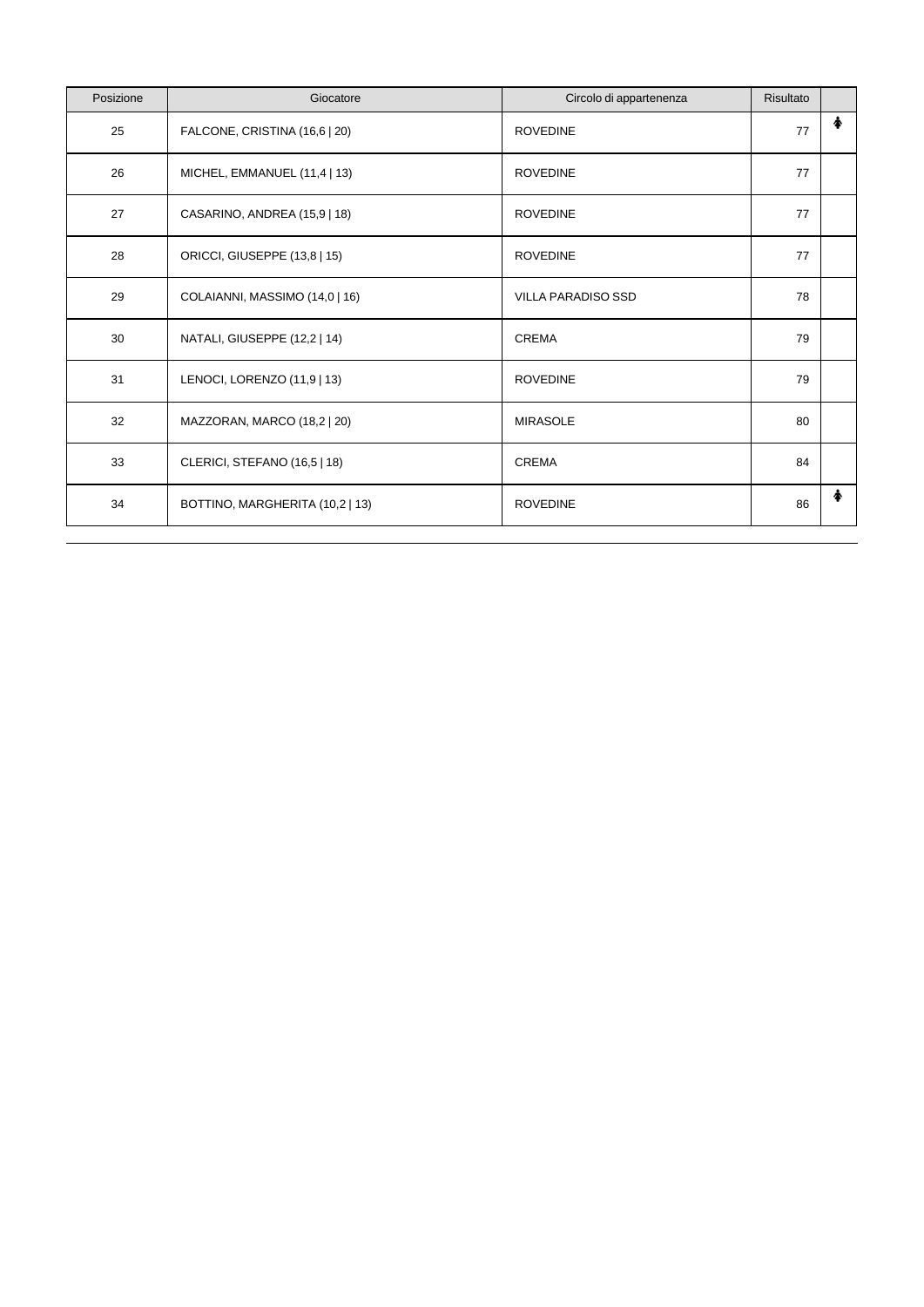| Posizione | Giocatore | Circolo di appartenenza | Risultato | |
|---|---|---|---|---|
| 25 | FALCONE, CRISTINA (16,6 \| 20) | ROVEDINE | 77 | ♠ |
| 26 | MICHEL, EMMANUEL (11,4 \| 13) | ROVEDINE | 77 | |
| 27 | CASARINO, ANDREA (15,9 \| 18) | ROVEDINE | 77 | |
| 28 | ORICCI, GIUSEPPE (13,8 \| 15) | ROVEDINE | 77 | |
| 29 | COLAIANNI, MASSIMO (14,0 \| 16) | VILLA PARADISO SSD | 78 | |
| 30 | NATALI, GIUSEPPE (12,2 \| 14) | CREMA | 79 | |
| 31 | LENOCI, LORENZO (11,9 \| 13) | ROVEDINE | 79 | |
| 32 | MAZZORAN, MARCO (18,2 \| 20) | MIRASOLE | 80 | |
| 33 | CLERICI, STEFANO (16,5 \| 18) | CREMA | 84 | |
| 34 | BOTTINO, MARGHERITA (10,2 \| 13) | ROVEDINE | 86 | ♠ |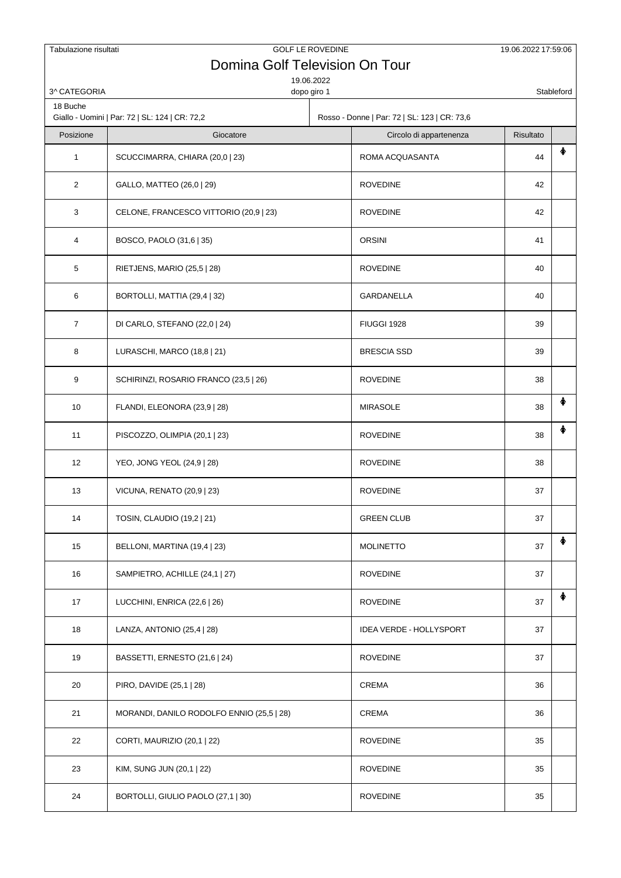Tabulazione risultati — GOLF LE ROVEDINE — 19.06.2022 17:59:06

# Domina Golf Television On Tour

19.06.2022

3^ CATEGORIA — dopo giro 1 — Stableford

18 Buche

Giallo - Uomini | Par: 72 | SL: 124 | CR: 72,2 — Rosso - Donne | Par: 72 | SL: 123 | CR: 73,6

| Posizione | Giocatore | Circolo di appartenenza | Risultato | |
|---|---|---|---|---|
| 1 | SCUCCIMARRA, CHIARA (20,0 \| 23) | ROMA ACQUASANTA | 44 | ♠ |
| 2 | GALLO, MATTEO (26,0 \| 29) | ROVEDINE | 42 | |
| 3 | CELONE, FRANCESCO VITTORIO (20,9 \| 23) | ROVEDINE | 42 | |
| 4 | BOSCO, PAOLO (31,6 \| 35) | ORSINI | 41 | |
| 5 | RIETJENS, MARIO (25,5 \| 28) | ROVEDINE | 40 | |
| 6 | BORTOLLI, MATTIA (29,4 \| 32) | GARDANELLA | 40 | |
| 7 | DI CARLO, STEFANO (22,0 \| 24) | FIUGGI 1928 | 39 | |
| 8 | LURASCHI, MARCO (18,8 \| 21) | BRESCIA SSD | 39 | |
| 9 | SCHIRINZI, ROSARIO FRANCO (23,5 \| 26) | ROVEDINE | 38 | |
| 10 | FLANDI, ELEONORA (23,9 \| 28) | MIRASOLE | 38 | ♠ |
| 11 | PISCOZZO, OLIMPIA (20,1 \| 23) | ROVEDINE | 38 | ♠ |
| 12 | YEO, JONG YEOL (24,9 \| 28) | ROVEDINE | 38 | |
| 13 | VICUNA, RENATO (20,9 \| 23) | ROVEDINE | 37 | |
| 14 | TOSIN, CLAUDIO (19,2 \| 21) | GREEN CLUB | 37 | |
| 15 | BELLONI, MARTINA (19,4 \| 23) | MOLINETTO | 37 | ♠ |
| 16 | SAMPIETRO, ACHILLE (24,1 \| 27) | ROVEDINE | 37 | |
| 17 | LUCCHINI, ENRICA (22,6 \| 26) | ROVEDINE | 37 | ♠ |
| 18 | LANZA, ANTONIO (25,4 \| 28) | IDEA VERDE - HOLLYSPORT | 37 | |
| 19 | BASSETTI, ERNESTO (21,6 \| 24) | ROVEDINE | 37 | |
| 20 | PIRO, DAVIDE (25,1 \| 28) | CREMA | 36 | |
| 21 | MORANDI, DANILO RODOLFO ENNIO (25,5 \| 28) | CREMA | 36 | |
| 22 | CORTI, MAURIZIO (20,1 \| 22) | ROVEDINE | 35 | |
| 23 | KIM, SUNG JUN (20,1 \| 22) | ROVEDINE | 35 | |
| 24 | BORTOLLI, GIULIO PAOLO (27,1 \| 30) | ROVEDINE | 35 | |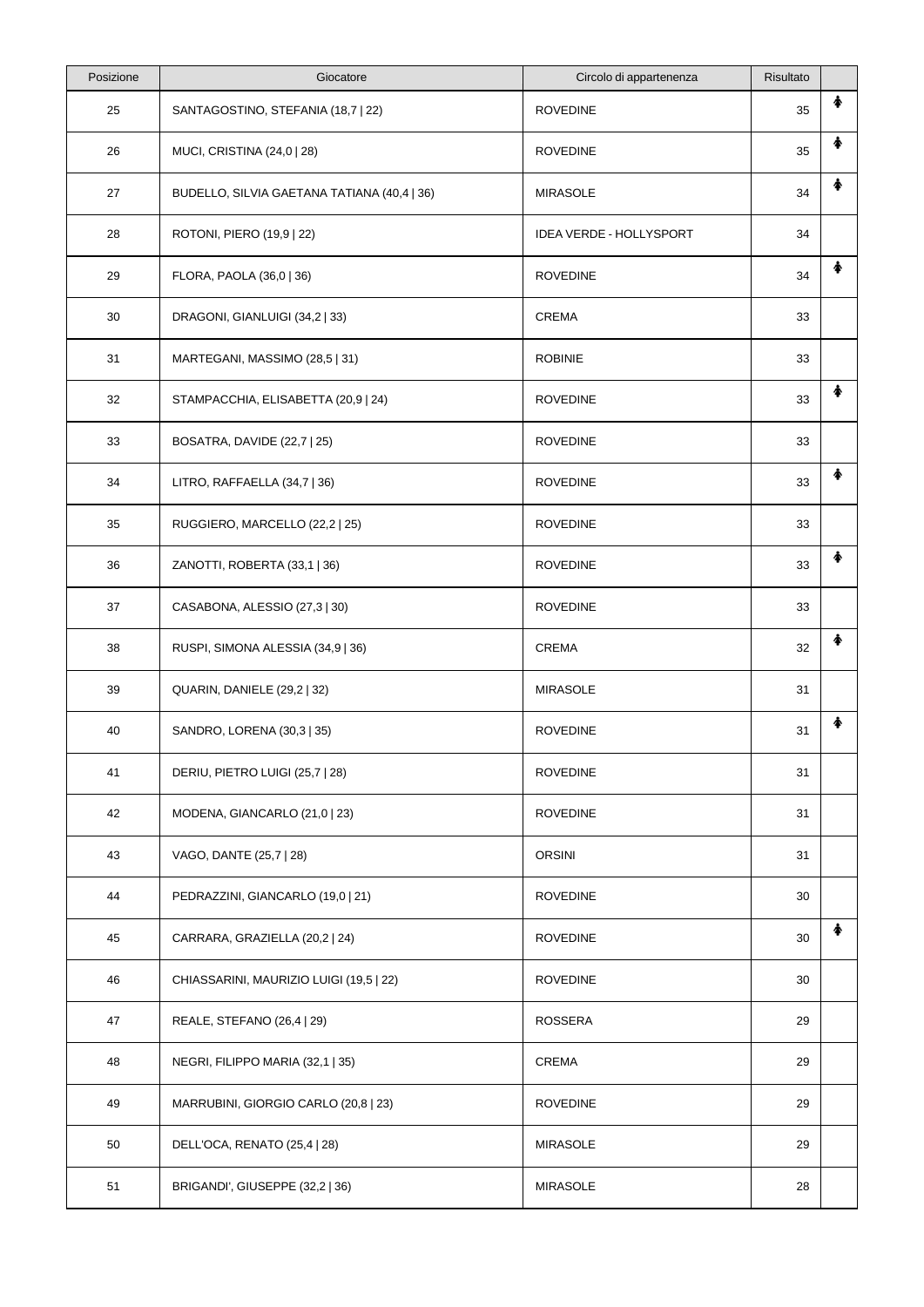| Posizione | Giocatore | Circolo di appartenenza | Risultato | |
|---|---|---|---|---|
| 25 | SANTAGOSTINO, STEFANIA (18,7 \| 22) | ROVEDINE | 35 | ♠ |
| 26 | MUCI, CRISTINA (24,0 \| 28) | ROVEDINE | 35 | ♠ |
| 27 | BUDELLO, SILVIA GAETANA TATIANA (40,4 \| 36) | MIRASOLE | 34 | ♠ |
| 28 | ROTONI, PIERO (19,9 \| 22) | IDEA VERDE - HOLLYSPORT | 34 | |
| 29 | FLORA, PAOLA (36,0 \| 36) | ROVEDINE | 34 | ♠ |
| 30 | DRAGONI, GIANLUIGI (34,2 \| 33) | CREMA | 33 | |
| 31 | MARTEGANI, MASSIMO (28,5 \| 31) | ROBINIE | 33 | |
| 32 | STAMPACCHIA, ELISABETTA (20,9 \| 24) | ROVEDINE | 33 | ♠ |
| 33 | BOSATRA, DAVIDE (22,7 \| 25) | ROVEDINE | 33 | |
| 34 | LITRO, RAFFAELLA (34,7 \| 36) | ROVEDINE | 33 | ♠ |
| 35 | RUGGIERO, MARCELLO (22,2 \| 25) | ROVEDINE | 33 | |
| 36 | ZANOTTI, ROBERTA (33,1 \| 36) | ROVEDINE | 33 | ♠ |
| 37 | CASABONA, ALESSIO (27,3 \| 30) | ROVEDINE | 33 | |
| 38 | RUSPI, SIMONA ALESSIA (34,9 \| 36) | CREMA | 32 | ♠ |
| 39 | QUARIN, DANIELE (29,2 \| 32) | MIRASOLE | 31 | |
| 40 | SANDRO, LORENA (30,3 \| 35) | ROVEDINE | 31 | ♠ |
| 41 | DERIU, PIETRO LUIGI (25,7 \| 28) | ROVEDINE | 31 | |
| 42 | MODENA, GIANCARLO (21,0 \| 23) | ROVEDINE | 31 | |
| 43 | VAGO, DANTE (25,7 \| 28) | ORSINI | 31 | |
| 44 | PEDRAZZINI, GIANCARLO (19,0 \| 21) | ROVEDINE | 30 | |
| 45 | CARRARA, GRAZIELLA (20,2 \| 24) | ROVEDINE | 30 | ♠ |
| 46 | CHIASSARINI, MAURIZIO LUIGI (19,5 \| 22) | ROVEDINE | 30 | |
| 47 | REALE, STEFANO (26,4 \| 29) | ROSSERA | 29 | |
| 48 | NEGRI, FILIPPO MARIA (32,1 \| 35) | CREMA | 29 | |
| 49 | MARRUBINI, GIORGIO CARLO (20,8 \| 23) | ROVEDINE | 29 | |
| 50 | DELL'OCA, RENATO (25,4 \| 28) | MIRASOLE | 29 | |
| 51 | BRIGANDI', GIUSEPPE (32,2 \| 36) | MIRASOLE | 28 | |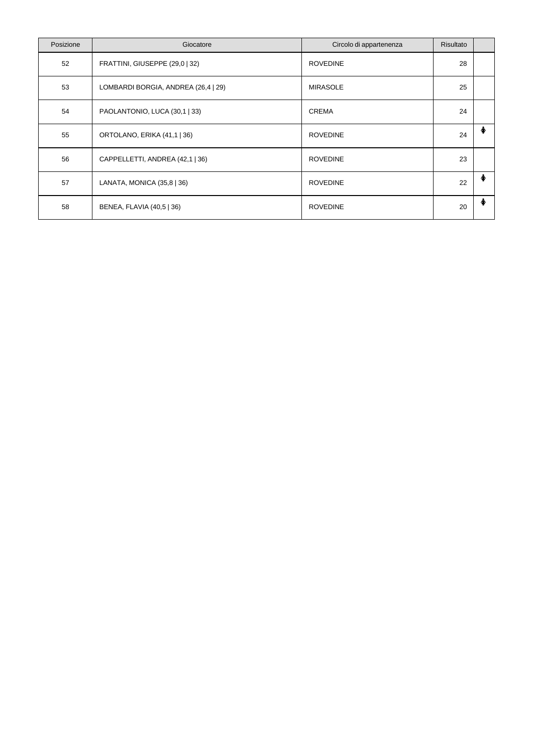| Posizione | Giocatore | Circolo di appartenenza | Risultato | |
|---|---|---|---|---|
| 52 | FRATTINI, GIUSEPPE (29,0 \| 32) | ROVEDINE | 28 | |
| 53 | LOMBARDI BORGIA, ANDREA (26,4 \| 29) | MIRASOLE | 25 | |
| 54 | PAOLANTONIO, LUCA (30,1 \| 33) | CREMA | 24 | |
| 55 | ORTOLANO, ERIKA (41,1 \| 36) | ROVEDINE | 24 | ♀ |
| 56 | CAPPELLETTI, ANDREA (42,1 \| 36) | ROVEDINE | 23 | |
| 57 | LANATA, MONICA (35,8 \| 36) | ROVEDINE | 22 | ♀ |
| 58 | BENEA, FLAVIA (40,5 \| 36) | ROVEDINE | 20 | ♀ |